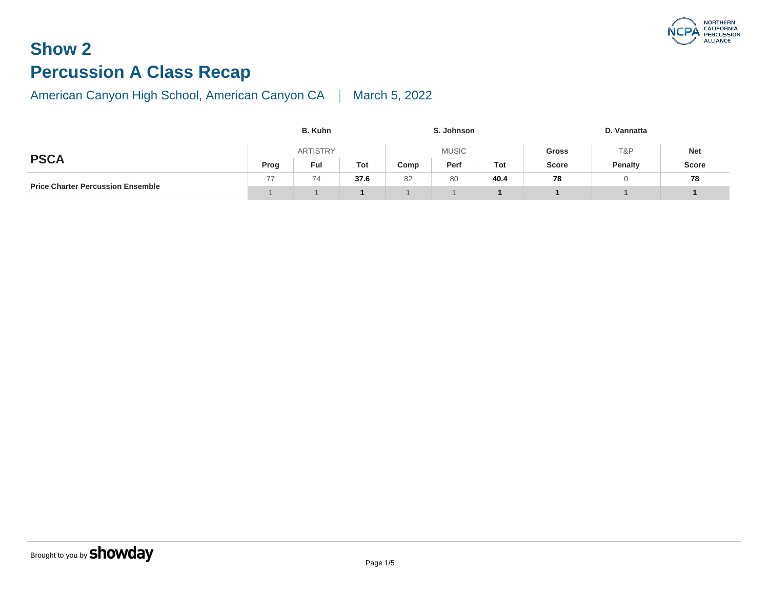# Show 2

# Percussion A Class Recap

American Canyon High School, American Canyon CA | March 5, 2022

| | B. Kuhn | | | S. Johnson | | | | D. Vannatta | |
|---|---|---|---|---|---|---|---|---|---|
| | ARTISTRY | | | MUSIC | | | Gross | T&P | Net |
| **PSCA** | Prog | Ful | Tot | Comp | Perf | Tot | Score | Penalty | Score |
| **Price Charter Percussion Ensemble** | 77 | 74 | **37.6** | 82 | 80 | **40.4** | **78** | 0 | **78** |
| | 1 | 1 | **1** | 1 | 1 | **1** | **1** | 1 | **1** |

Brought to you by **showday**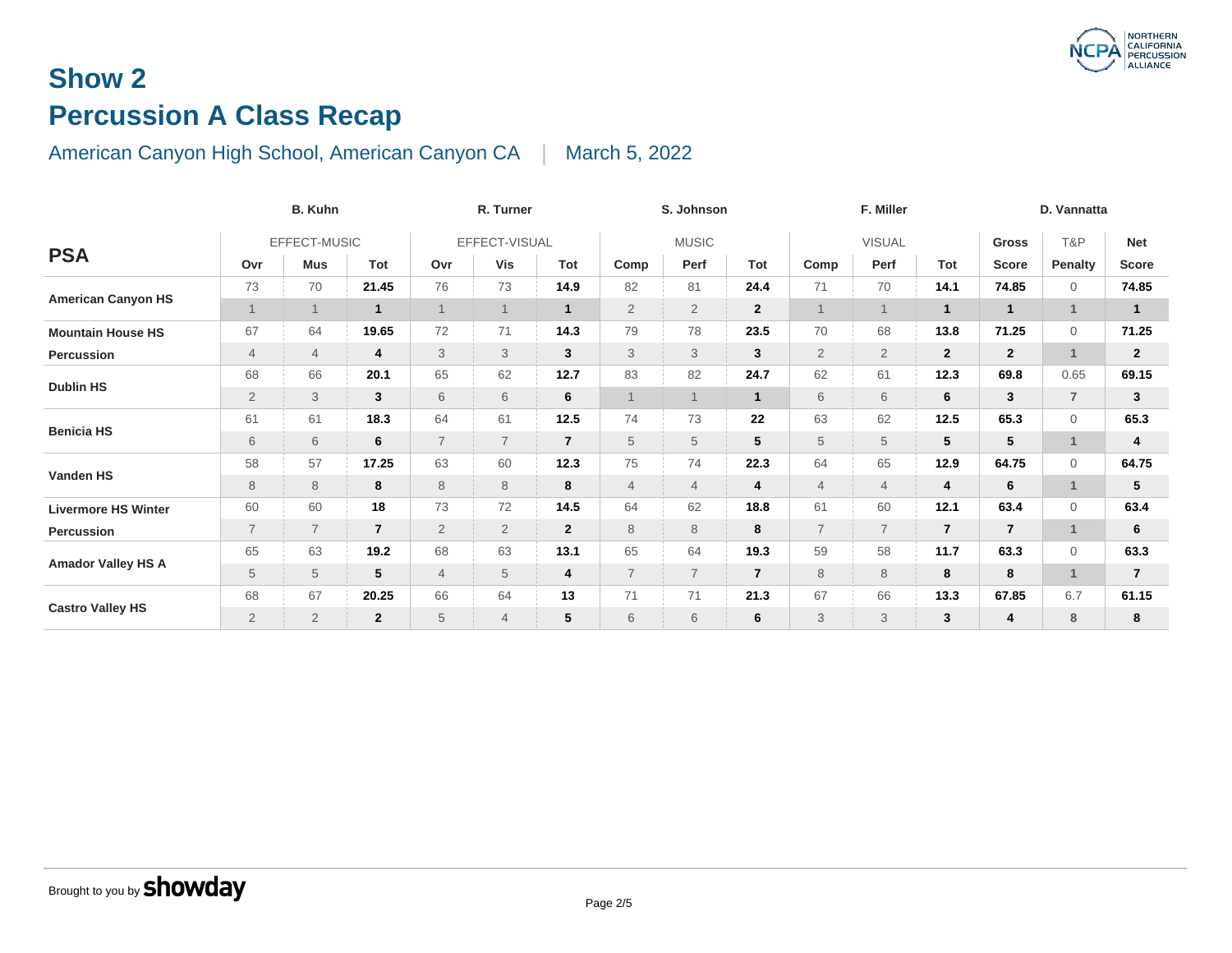# Show 2

# Percussion A Class Recap

American Canyon High School, American Canyon CA | March 5, 2022

| PSA | B. Kuhn | | | R. Turner | | | S. Johnson | | | F. Miller | | | D. Vannatta | | |
|---|---|---|---|---|---|---|---|---|---|---|---|---|---|---|---|
| | EFFECT-MUSIC | | | EFFECT-VISUAL | | | MUSIC | | | VISUAL | | | Gross | T&P | Net |
| | Ovr | Mus | Tot | Ovr | Vis | Tot | Comp | Perf | Tot | Comp | Perf | Tot | Score | Penalty | Score |
| American Canyon HS | 73 | 70 | **21.45** | 76 | 73 | **14.9** | 82 | 81 | **24.4** | 71 | 70 | **14.1** | **74.85** | 0 | **74.85** |
| | 1 | 1 | **1** | 1 | 1 | **1** | 2 | 2 | **2** | 1 | 1 | **1** | **1** | 1 | **1** |
| Mountain House HS Percussion | 67 | 64 | **19.65** | 72 | 71 | **14.3** | 79 | 78 | **23.5** | 70 | 68 | **13.8** | **71.25** | 0 | **71.25** |
| | 4 | 4 | **4** | 3 | 3 | **3** | 3 | 3 | **3** | 2 | 2 | **2** | **2** | 1 | **2** |
| Dublin HS | 68 | 66 | **20.1** | 65 | 62 | **12.7** | 83 | 82 | **24.7** | 62 | 61 | **12.3** | **69.8** | 0.65 | **69.15** |
| | 2 | 3 | **3** | 6 | 6 | **6** | 1 | 1 | **1** | 6 | 6 | **6** | **3** | 7 | **3** |
| Benicia HS | 61 | 61 | **18.3** | 64 | 61 | **12.5** | 74 | 73 | **22** | 63 | 62 | **12.5** | **65.3** | 0 | **65.3** |
| | 6 | 6 | **6** | 7 | 7 | **7** | 5 | 5 | **5** | 5 | 5 | **5** | **5** | 1 | **4** |
| Vanden HS | 58 | 57 | **17.25** | 63 | 60 | **12.3** | 75 | 74 | **22.3** | 64 | 65 | **12.9** | **64.75** | 0 | **64.75** |
| | 8 | 8 | **8** | 8 | 8 | **8** | 4 | 4 | **4** | 4 | 4 | **4** | **6** | 1 | **5** |
| Livermore HS Winter Percussion | 60 | 60 | **18** | 73 | 72 | **14.5** | 64 | 62 | **18.8** | 61 | 60 | **12.1** | **63.4** | 0 | **63.4** |
| | 7 | 7 | **7** | 2 | 2 | **2** | 8 | 8 | **8** | 7 | 7 | **7** | **7** | 1 | **6** |
| Amador Valley HS A | 65 | 63 | **19.2** | 68 | 63 | **13.1** | 65 | 64 | **19.3** | 59 | 58 | **11.7** | **63.3** | 0 | **63.3** |
| | 5 | 5 | **5** | 4 | 5 | **4** | 7 | 7 | **7** | 8 | 8 | **8** | **8** | 1 | **7** |
| Castro Valley HS | 68 | 67 | **20.25** | 66 | 64 | **13** | 71 | 71 | **21.3** | 67 | 66 | **13.3** | **67.85** | 6.7 | **61.15** |
| | 2 | 2 | **2** | 5 | 4 | **5** | 6 | 6 | **6** | 3 | 3 | **3** | **4** | 8 | **8** |

Brought to you by **showday**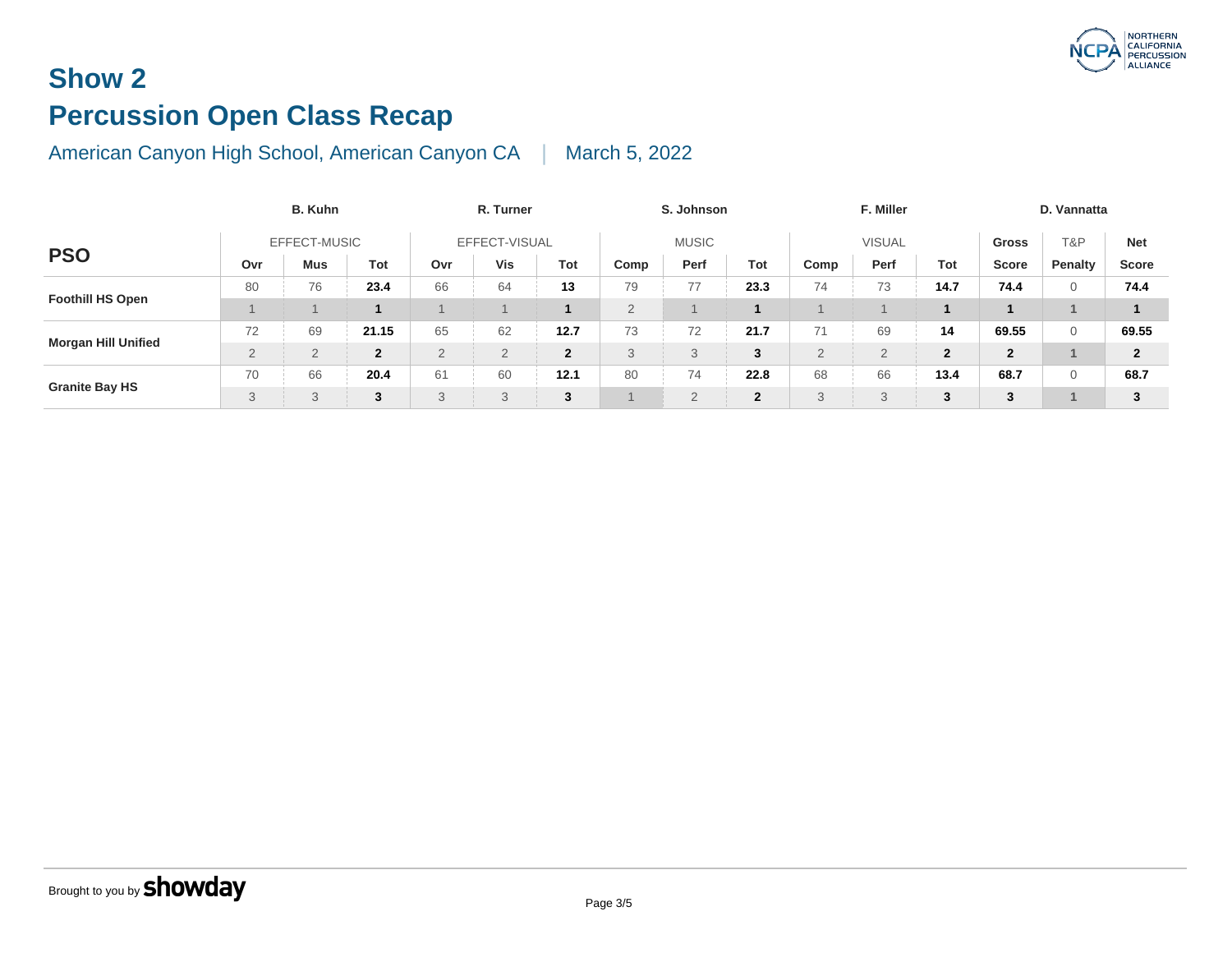# Show 2

## Percussion Open Class Recap

American Canyon High School, American Canyon CA | March 5, 2022

| PSO | B. Kuhn | | | R. Turner | | | S. Johnson | | | F. Miller | | | D. Vannatta | | |
|---|---|---|---|---|---|---|---|---|---|---|---|---|---|---|---|
| | EFFECT-MUSIC | | | EFFECT-VISUAL | | | MUSIC | | | VISUAL | | | Gross | T&P | Net |
| | Ovr | Mus | Tot | Ovr | Vis | Tot | Comp | Perf | Tot | Comp | Perf | Tot | Score | Penalty | Score |
| Foothill HS Open | 80 | 76 | **23.4** | 66 | 64 | **13** | 79 | 77 | **23.3** | 74 | 73 | **14.7** | **74.4** | 0 | **74.4** |
| | 1 | 1 | **1** | 1 | 1 | **1** | 2 | 1 | **1** | 1 | 1 | **1** | **1** | 1 | **1** |
| Morgan Hill Unified | 72 | 69 | **21.15** | 65 | 62 | **12.7** | 73 | 72 | **21.7** | 71 | 69 | **14** | **69.55** | 0 | **69.55** |
| | 2 | 2 | **2** | 2 | 2 | **2** | 3 | 3 | **3** | 2 | 2 | **2** | **2** | 1 | **2** |
| Granite Bay HS | 70 | 66 | **20.4** | 61 | 60 | **12.1** | 80 | 74 | **22.8** | 68 | 66 | **13.4** | **68.7** | 0 | **68.7** |
| | 3 | 3 | **3** | 3 | 3 | **3** | 1 | 2 | **2** | 3 | 3 | **3** | **3** | 1 | **3** |

Brought to you by **showday**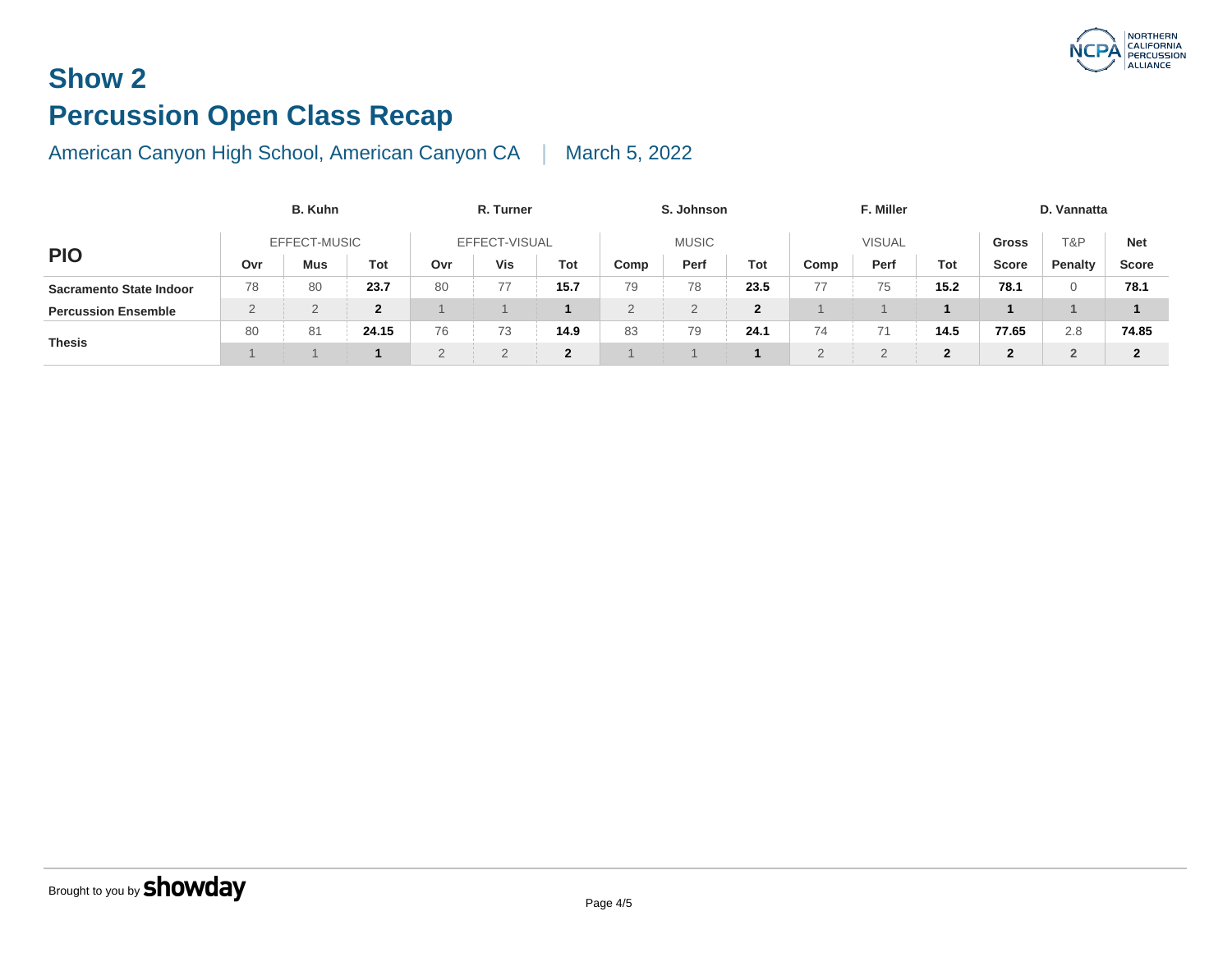# Show 2

# Percussion Open Class Recap

American Canyon High School, American Canyon CA | March 5, 2022

| PIO | B. Kuhn | | | R. Turner | | | S. Johnson | | | F. Miller | | | D. Vannatta | | |
|---|---|---|---|---|---|---|---|---|---|---|---|---|---|---|---|
| | EFFECT-MUSIC | | | EFFECT-VISUAL | | | MUSIC | | | VISUAL | | | Gross | T&P | Net |
| | Ovr | Mus | Tot | Ovr | Vis | Tot | Comp | Perf | Tot | Comp | Perf | Tot | Score | Penalty | Score |
| Sacramento State Indoor Percussion Ensemble | 78 | 80 | **23.7** | 80 | 77 | **15.7** | 79 | 78 | **23.5** | 77 | 75 | **15.2** | **78.1** | 0 | **78.1** |
| | 2 | 2 | **2** | 1 | 1 | **1** | 2 | 2 | **2** | 1 | 1 | **1** | **1** | 1 | **1** |
| Thesis | 80 | 81 | **24.15** | 76 | 73 | **14.9** | 83 | 79 | **24.1** | 74 | 71 | **14.5** | **77.65** | 2.8 | **74.85** |
| | 1 | 1 | **1** | 2 | 2 | **2** | 1 | 1 | **1** | 2 | 2 | **2** | **2** | 2 | **2** |

Brought to you by showday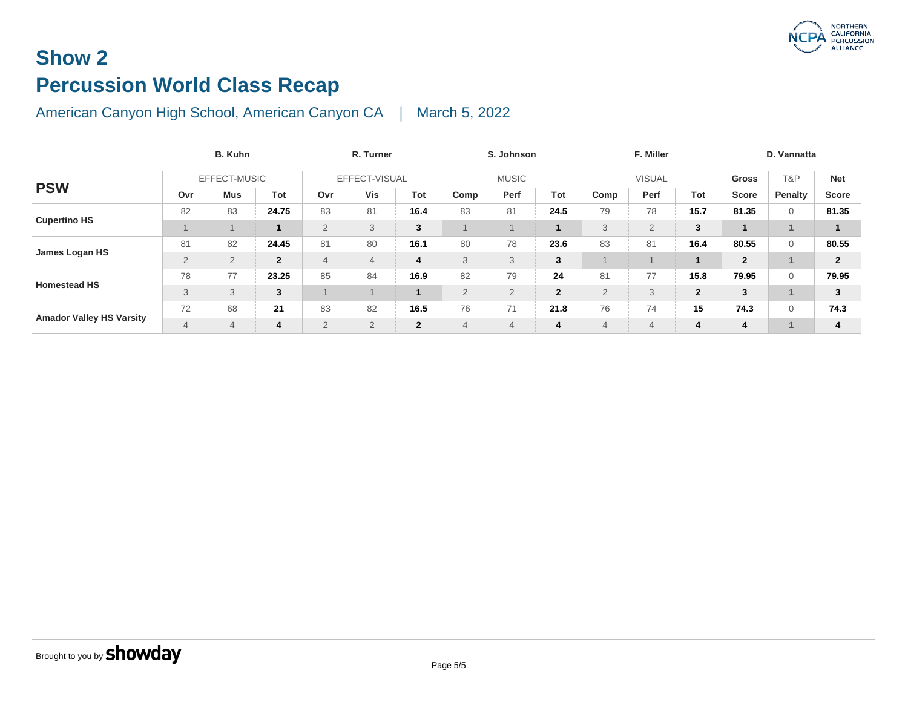# Show 2

## Percussion World Class Recap

American Canyon High School, American Canyon CA | March 5, 2022

| | B. Kuhn | | | R. Turner | | | S. Johnson | | | F. Miller | | | D. Vannatta | | |
|---|---|---|---|---|---|---|---|---|---|---|---|---|---|---|---|
| | EFFECT-MUSIC | | | EFFECT-VISUAL | | | MUSIC | | | VISUAL | | | Gross | T&P | Net |
| **PSW** | **Ovr** | **Mus** | **Tot** | **Ovr** | **Vis** | **Tot** | **Comp** | **Perf** | **Tot** | **Comp** | **Perf** | **Tot** | **Score** | **Penalty** | **Score** |
| **Cupertino HS** | 82 | 83 | **24.75** | 83 | 81 | **16.4** | 83 | 81 | **24.5** | 79 | 78 | **15.7** | **81.35** | 0 | **81.35** |
| | 1 | 1 | **1** | 2 | 3 | **3** | 1 | 1 | **1** | 3 | 2 | **3** | **1** | 1 | **1** |
| **James Logan HS** | 81 | 82 | **24.45** | 81 | 80 | **16.1** | 80 | 78 | **23.6** | 83 | 81 | **16.4** | **80.55** | 0 | **80.55** |
| | 2 | 2 | **2** | 4 | 4 | **4** | 3 | 3 | **3** | 1 | 1 | **1** | **2** | 1 | **2** |
| **Homestead HS** | 78 | 77 | **23.25** | 85 | 84 | **16.9** | 82 | 79 | **24** | 81 | 77 | **15.8** | **79.95** | 0 | **79.95** |
| | 3 | 3 | **3** | 1 | 1 | **1** | 2 | 2 | **2** | 2 | 3 | **2** | **3** | 1 | **3** |
| **Amador Valley HS Varsity** | 72 | 68 | **21** | 83 | 82 | **16.5** | 76 | 71 | **21.8** | 76 | 74 | **15** | **74.3** | 0 | **74.3** |
| | 4 | 4 | **4** | 2 | 2 | **2** | 4 | 4 | **4** | 4 | 4 | **4** | **4** | 1 | **4** |

Brought to you by **showday**